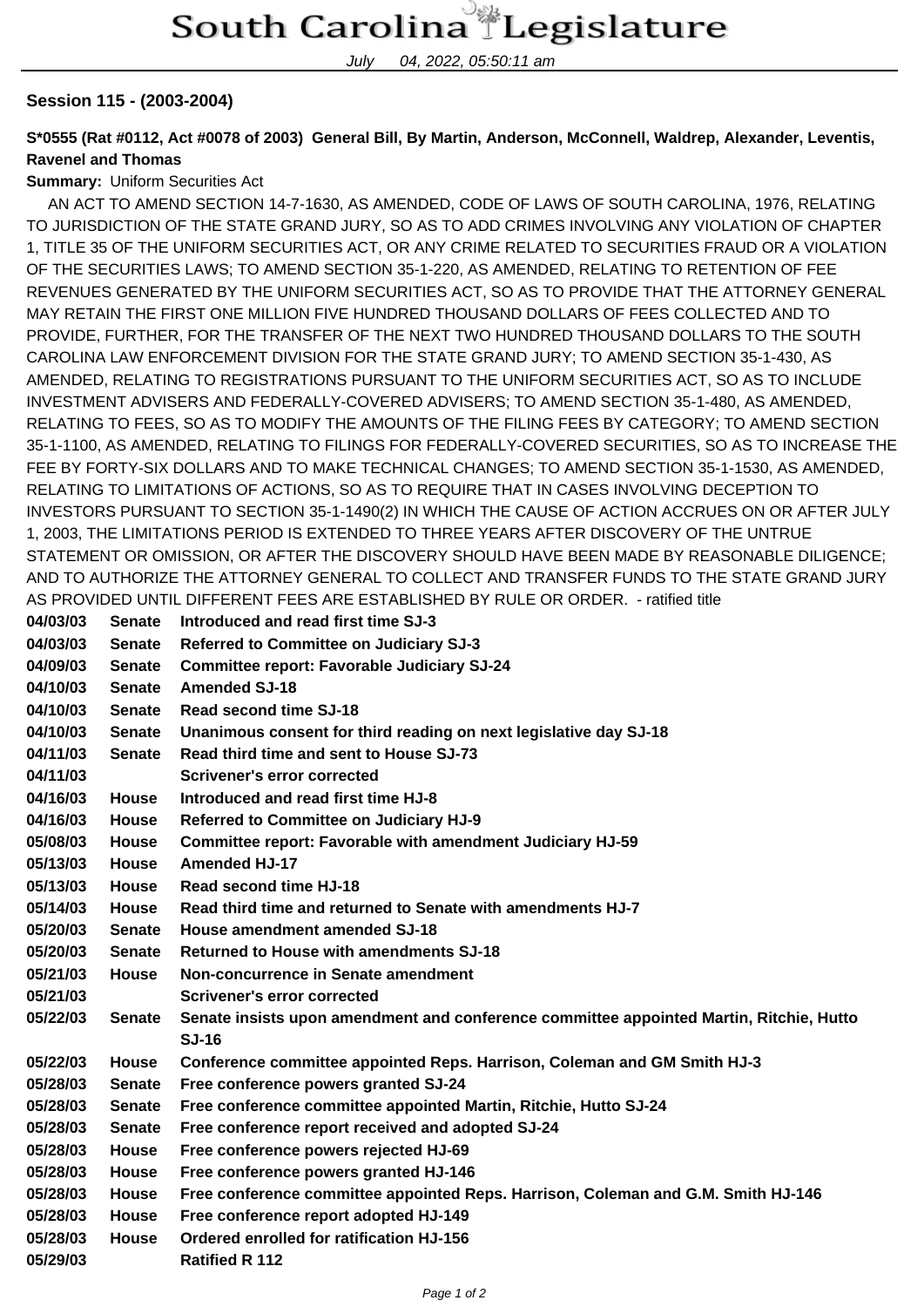### Session 115 - (2003-2004)

**S*0555 (Rat #0112, Act #0078 of 2003) General Bill, By Martin, Anderson, McConnell, Waldrep, Alexander, Leventis, Ravenel and Thomas**

**Summary:** Uniform Securities Act

AN ACT TO AMEND SECTION 14-7-1630, AS AMENDED, CODE OF LAWS OF SOUTH CAROLINA, 1976, RELATING TO JURISDICTION OF THE STATE GRAND JURY, SO AS TO ADD CRIMES INVOLVING ANY VIOLATION OF CHAPTER 1, TITLE 35 OF THE UNIFORM SECURITIES ACT, OR ANY CRIME RELATED TO SECURITIES FRAUD OR A VIOLATION OF THE SECURITIES LAWS; TO AMEND SECTION 35-1-220, AS AMENDED, RELATING TO RETENTION OF FEE REVENUES GENERATED BY THE UNIFORM SECURITIES ACT, SO AS TO PROVIDE THAT THE ATTORNEY GENERAL MAY RETAIN THE FIRST ONE MILLION FIVE HUNDRED THOUSAND DOLLARS OF FEES COLLECTED AND TO PROVIDE, FURTHER, FOR THE TRANSFER OF THE NEXT TWO HUNDRED THOUSAND DOLLARS TO THE SOUTH CAROLINA LAW ENFORCEMENT DIVISION FOR THE STATE GRAND JURY; TO AMEND SECTION 35-1-430, AS AMENDED, RELATING TO REGISTRATIONS PURSUANT TO THE UNIFORM SECURITIES ACT, SO AS TO INCLUDE INVESTMENT ADVISERS AND FEDERALLY-COVERED ADVISERS; TO AMEND SECTION 35-1-480, AS AMENDED, RELATING TO FEES, SO AS TO MODIFY THE AMOUNTS OF THE FILING FEES BY CATEGORY; TO AMEND SECTION 35-1-1100, AS AMENDED, RELATING TO FILINGS FOR FEDERALLY-COVERED SECURITIES, SO AS TO INCREASE THE FEE BY FORTY-SIX DOLLARS AND TO MAKE TECHNICAL CHANGES; TO AMEND SECTION 35-1-1530, AS AMENDED, RELATING TO LIMITATIONS OF ACTIONS, SO AS TO REQUIRE THAT IN CASES INVOLVING DECEPTION TO INVESTORS PURSUANT TO SECTION 35-1-1490(2) IN WHICH THE CAUSE OF ACTION ACCRUES ON OR AFTER JULY 1, 2003, THE LIMITATIONS PERIOD IS EXTENDED TO THREE YEARS AFTER DISCOVERY OF THE UNTRUE STATEMENT OR OMISSION, OR AFTER THE DISCOVERY SHOULD HAVE BEEN MADE BY REASONABLE DILIGENCE; AND TO AUTHORIZE THE ATTORNEY GENERAL TO COLLECT AND TRANSFER FUNDS TO THE STATE GRAND JURY AS PROVIDED UNTIL DIFFERENT FEES ARE ESTABLISHED BY RULE OR ORDER. - ratified title

| Date | Body | Action |
|---|---|---|
| **04/03/03** | **Senate** | **Introduced and read first time SJ-3** |
| **04/03/03** | **Senate** | **Referred to Committee on Judiciary SJ-3** |
| **04/09/03** | **Senate** | **Committee report: Favorable Judiciary SJ-24** |
| **04/10/03** | **Senate** | **Amended SJ-18** |
| **04/10/03** | **Senate** | **Read second time SJ-18** |
| **04/10/03** | **Senate** | **Unanimous consent for third reading on next legislative day SJ-18** |
| **04/11/03** | **Senate** | **Read third time and sent to House SJ-73** |
| **04/11/03** | | **Scrivener's error corrected** |
| **04/16/03** | **House** | **Introduced and read first time HJ-8** |
| **04/16/03** | **House** | **Referred to Committee on Judiciary HJ-9** |
| **05/08/03** | **House** | **Committee report: Favorable with amendment Judiciary HJ-59** |
| **05/13/03** | **House** | **Amended HJ-17** |
| **05/13/03** | **House** | **Read second time HJ-18** |
| **05/14/03** | **House** | **Read third time and returned to Senate with amendments HJ-7** |
| **05/20/03** | **Senate** | **House amendment amended SJ-18** |
| **05/20/03** | **Senate** | **Returned to House with amendments SJ-18** |
| **05/21/03** | **House** | **Non-concurrence in Senate amendment** |
| **05/21/03** | | **Scrivener's error corrected** |
| **05/22/03** | **Senate** | **Senate insists upon amendment and conference committee appointed Martin, Ritchie, Hutto SJ-16** |
| **05/22/03** | **House** | **Conference committee appointed Reps. Harrison, Coleman and GM Smith HJ-3** |
| **05/28/03** | **Senate** | **Free conference powers granted SJ-24** |
| **05/28/03** | **Senate** | **Free conference committee appointed Martin, Ritchie, Hutto SJ-24** |
| **05/28/03** | **Senate** | **Free conference report received and adopted SJ-24** |
| **05/28/03** | **House** | **Free conference powers rejected HJ-69** |
| **05/28/03** | **House** | **Free conference powers granted HJ-146** |
| **05/28/03** | **House** | **Free conference committee appointed Reps. Harrison, Coleman and G.M. Smith HJ-146** |
| **05/28/03** | **House** | **Free conference report adopted HJ-149** |
| **05/28/03** | **House** | **Ordered enrolled for ratification HJ-156** |
| **05/29/03** | | **Ratified R 112** |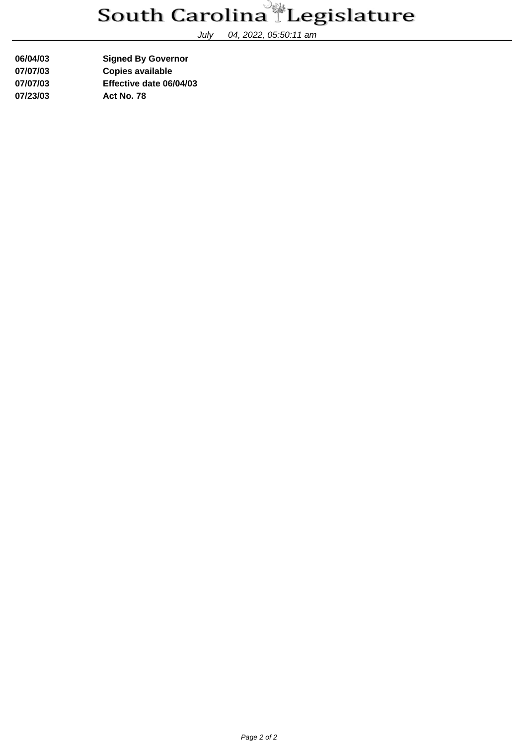| | |
|---|---|
| **06/04/03** | **Signed By Governor** |
| **07/07/03** | **Copies available** |
| **07/07/03** | **Effective date 06/04/03** |
| **07/23/03** | **Act No. 78** |